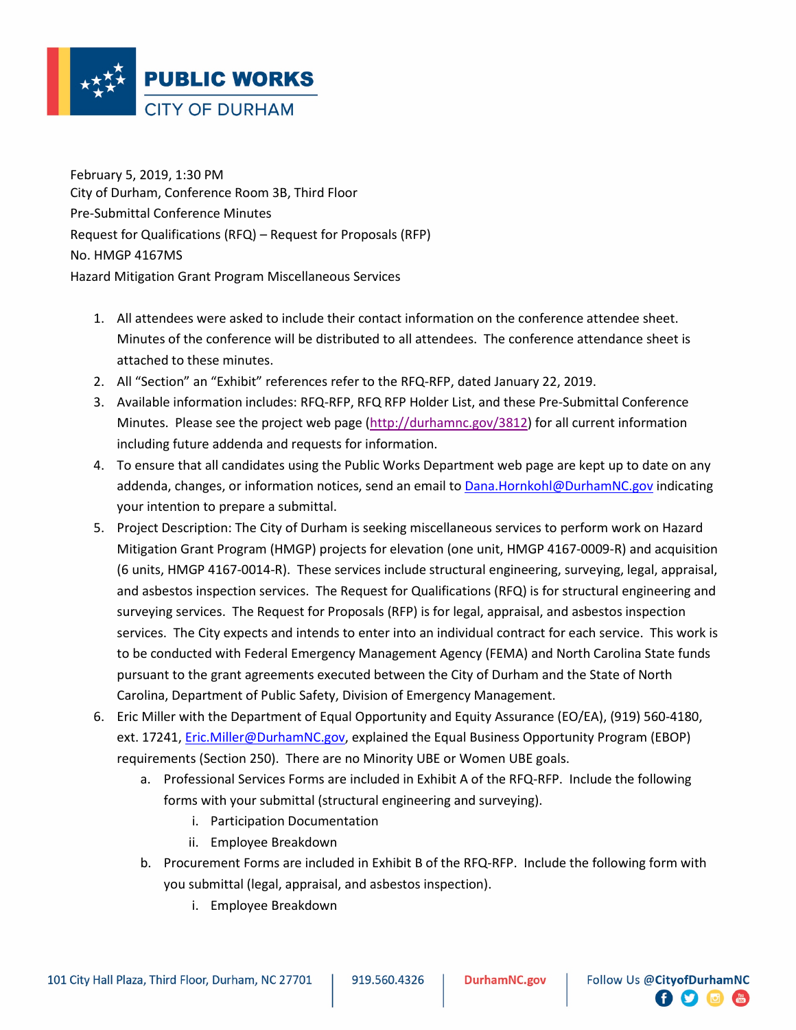PUBLIC WORKS
CITY OF DURHAM

February 5, 2019, 1:30 PM
City of Durham, Conference Room 3B, Third Floor
Pre-Submittal Conference Minutes
Request for Qualifications (RFQ) – Request for Proposals (RFP)
No. HMGP 4167MS
Hazard Mitigation Grant Program Miscellaneous Services

1. All attendees were asked to include their contact information on the conference attendee sheet. Minutes of the conference will be distributed to all attendees. The conference attendance sheet is attached to these minutes.
2. All "Section" an "Exhibit" references refer to the RFQ-RFP, dated January 22, 2019.
3. Available information includes: RFQ-RFP, RFQ RFP Holder List, and these Pre-Submittal Conference Minutes. Please see the project web page (http://durhamnc.gov/3812) for all current information including future addenda and requests for information.
4. To ensure that all candidates using the Public Works Department web page are kept up to date on any addenda, changes, or information notices, send an email to Dana.Hornkohl@DurhamNC.gov indicating your intention to prepare a submittal.
5. Project Description: The City of Durham is seeking miscellaneous services to perform work on Hazard Mitigation Grant Program (HMGP) projects for elevation (one unit, HMGP 4167-0009-R) and acquisition (6 units, HMGP 4167-0014-R). These services include structural engineering, surveying, legal, appraisal, and asbestos inspection services. The Request for Qualifications (RFQ) is for structural engineering and surveying services. The Request for Proposals (RFP) is for legal, appraisal, and asbestos inspection services. The City expects and intends to enter into an individual contract for each service. This work is to be conducted with Federal Emergency Management Agency (FEMA) and North Carolina State funds pursuant to the grant agreements executed between the City of Durham and the State of North Carolina, Department of Public Safety, Division of Emergency Management.
6. Eric Miller with the Department of Equal Opportunity and Equity Assurance (EO/EA), (919) 560-4180, ext. 17241, Eric.Miller@DurhamNC.gov, explained the Equal Business Opportunity Program (EBOP) requirements (Section 250). There are no Minority UBE or Women UBE goals.
   a. Professional Services Forms are included in Exhibit A of the RFQ-RFP. Include the following forms with your submittal (structural engineering and surveying).
      i. Participation Documentation
      ii. Employee Breakdown
   b. Procurement Forms are included in Exhibit B of the RFQ-RFP. Include the following form with you submittal (legal, appraisal, and asbestos inspection).
      i. Employee Breakdown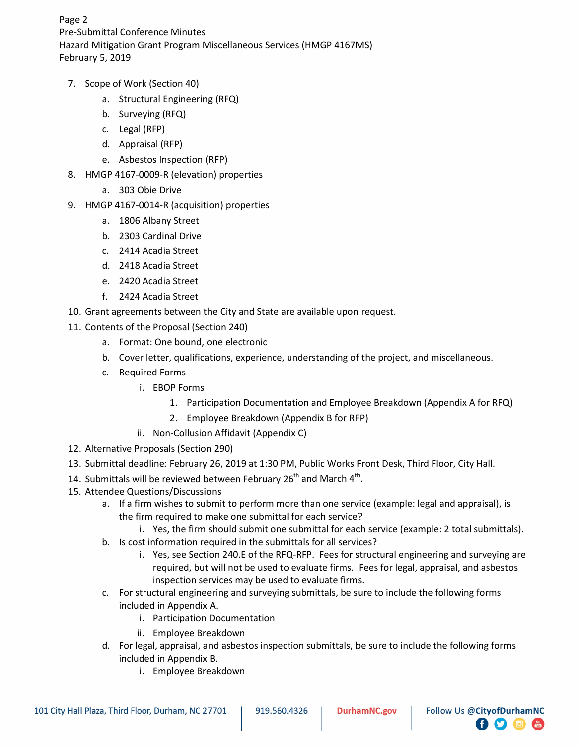7. Scope of Work (Section 40)
    a. Structural Engineering (RFQ)
    b. Surveying (RFQ)
    c. Legal (RFP)
    d. Appraisal (RFP)
    e. Asbestos Inspection (RFP)
8. HMGP 4167-0009-R (elevation) properties
    a. 303 Obie Drive
9. HMGP 4167-0014-R (acquisition) properties
    a. 1806 Albany Street
    b. 2303 Cardinal Drive
    c. 2414 Acadia Street
    d. 2418 Acadia Street
    e. 2420 Acadia Street
    f. 2424 Acadia Street
10. Grant agreements between the City and State are available upon request.
11. Contents of the Proposal (Section 240)
    a. Format: One bound, one electronic
    b. Cover letter, qualifications, experience, understanding of the project, and miscellaneous.
    c. Required Forms
        i. EBOP Forms
            1. Participation Documentation and Employee Breakdown (Appendix A for RFQ)
            2. Employee Breakdown (Appendix B for RFP)
        ii. Non-Collusion Affidavit (Appendix C)
12. Alternative Proposals (Section 290)
13. Submittal deadline: February 26, 2019 at 1:30 PM, Public Works Front Desk, Third Floor, City Hall.
14. Submittals will be reviewed between February 26th and March 4th.
15. Attendee Questions/Discussions
    a. If a firm wishes to submit to perform more than one service (example: legal and appraisal), is the firm required to make one submittal for each service?
        i. Yes, the firm should submit one submittal for each service (example: 2 total submittals).
    b. Is cost information required in the submittals for all services?
        i. Yes, see Section 240.E of the RFQ-RFP. Fees for structural engineering and surveying are required, but will not be used to evaluate firms. Fees for legal, appraisal, and asbestos inspection services may be used to evaluate firms.
    c. For structural engineering and surveying submittals, be sure to include the following forms included in Appendix A.
        i. Participation Documentation
        ii. Employee Breakdown
    d. For legal, appraisal, and asbestos inspection submittals, be sure to include the following forms included in Appendix B.
        i. Employee Breakdown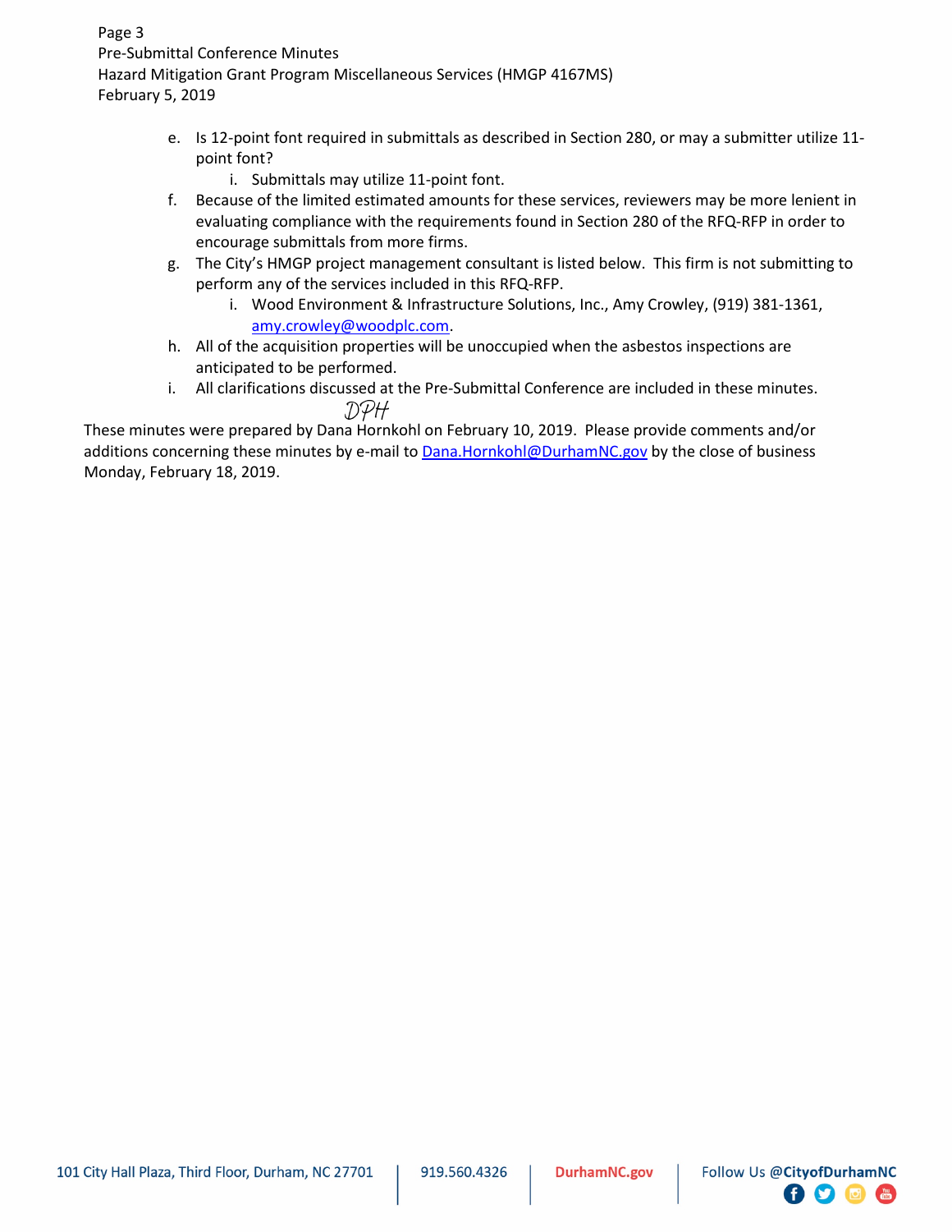e. Is 12-point font required in submittals as described in Section 280, or may a submitter utilize 11-point font?
    i. Submittals may utilize 11-point font.
f. Because of the limited estimated amounts for these services, reviewers may be more lenient in evaluating compliance with the requirements found in Section 280 of the RFQ-RFP in order to encourage submittals from more firms.
g. The City's HMGP project management consultant is listed below. This firm is not submitting to perform any of the services included in this RFQ-RFP.
    i. Wood Environment & Infrastructure Solutions, Inc., Amy Crowley, (919) 381-1361, amy.crowley@woodplc.com.
h. All of the acquisition properties will be unoccupied when the asbestos inspections are anticipated to be performed.
i. All clarifications discussed at the Pre-Submittal Conference are included in these minutes.

DPH

These minutes were prepared by Dana Hornkohl on February 10, 2019. Please provide comments and/or additions concerning these minutes by e-mail to Dana.Hornkohl@DurhamNC.gov by the close of business Monday, February 18, 2019.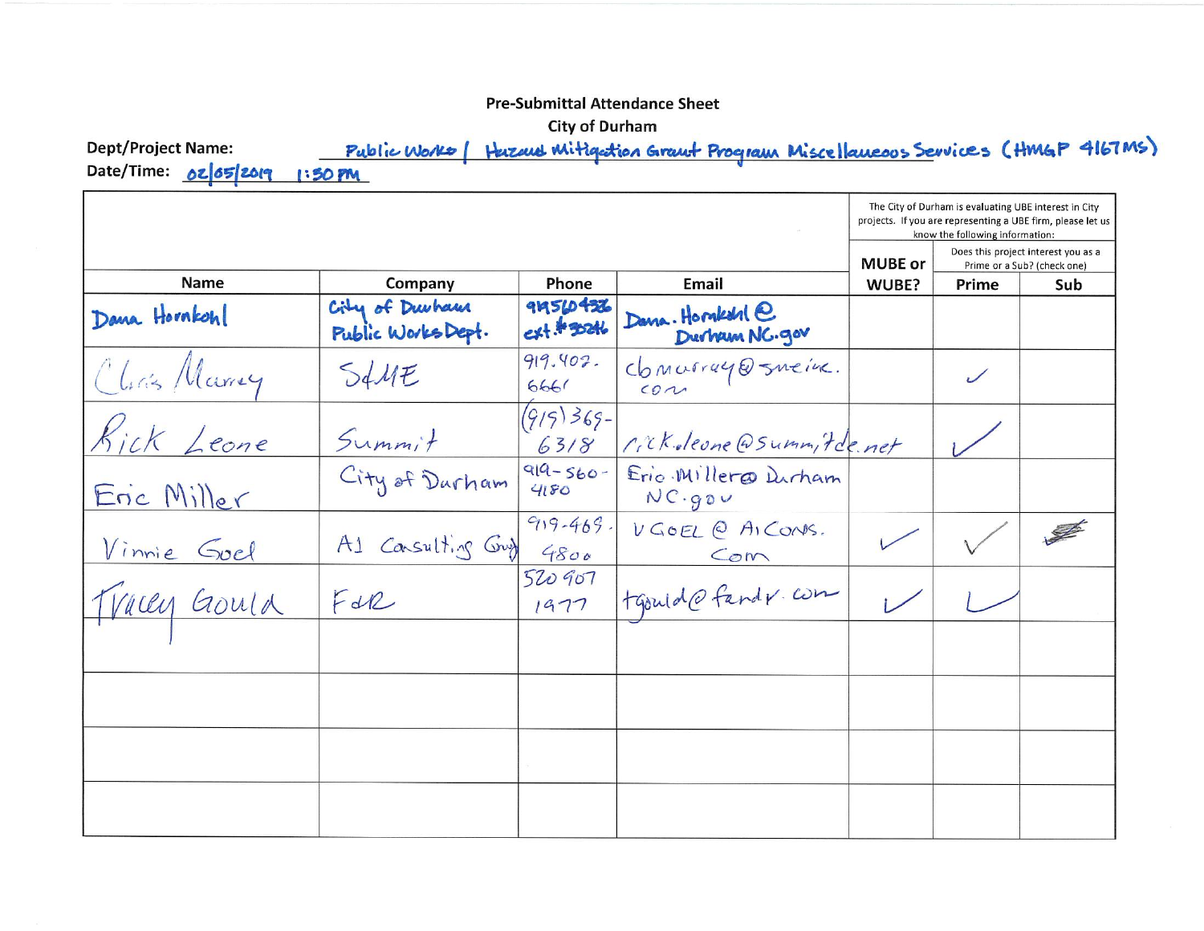**Pre-Submittal Attendance Sheet**

**City of Durham**

**Dept/Project Name:** Public Works / Hazard Mitigation Grant Program Miscellaneous Services (HMGP 4167MS)

**Date/Time:** 02/05/2019 1:30 PM

| | | | | The City of Durham is evaluating UBE interest in City projects. If you are representing a UBE firm, please let us know the following information: | | |
|---|---|---|---|---|---|---|
| | | | | MUBE or | Does this project interest you as a Prime or a Sub? (check one) | |
| **Name** | **Company** | **Phone** | **Email** | **WUBE?** | **Prime** | **Sub** |
| Dana Hornkohl | City of Durham Public Works Dept. | 9195604326 ext. #30246 | Dana.Hornkohl@DurhamNC.gov | | | |
| Chris Murray | S&ME | 919.407.6661 | cbmurray@smeinc.com | | ✓ | |
| Rick Leone | Summit | (919) 369-6318 | rick.leone@summitde.net | | ✓ | |
| Eric Miller | City of Durham | 919-560-4180 | Eric.Miller@DurhamNC.gov | | | |
| Vinnie Goel | A1 Consulting Group | 919-469-4800 | VGOEL@A1CONS.com | ✓ | ✓ | (crossed out) |
| Tracey Gould | F&R | 520 907 1977 | tgould@fandr.com | ✓ | ✓ | |
| | | | | | | |
| | | | | | | |
| | | | | | | |
| | | | | | | |